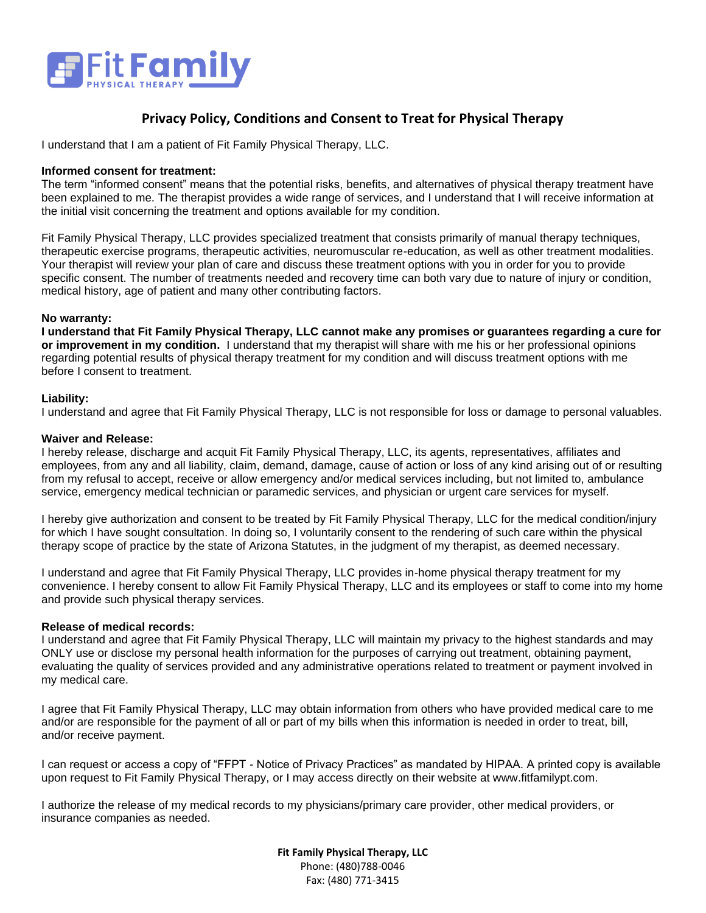Fit Family PHYSICAL THERAPY

# Privacy Policy, Conditions and Consent to Treat for Physical Therapy

I understand that I am a patient of Fit Family Physical Therapy, LLC.

**Informed consent for treatment:**
The term "informed consent" means that the potential risks, benefits, and alternatives of physical therapy treatment have been explained to me. The therapist provides a wide range of services, and I understand that I will receive information at the initial visit concerning the treatment and options available for my condition.

Fit Family Physical Therapy, LLC provides specialized treatment that consists primarily of manual therapy techniques, therapeutic exercise programs, therapeutic activities, neuromuscular re-education, as well as other treatment modalities. Your therapist will review your plan of care and discuss these treatment options with you in order for you to provide specific consent. The number of treatments needed and recovery time can both vary due to nature of injury or condition, medical history, age of patient and many other contributing factors.

**No warranty:**
**I understand that Fit Family Physical Therapy, LLC cannot make any promises or guarantees regarding a cure for or improvement in my condition.** I understand that my therapist will share with me his or her professional opinions regarding potential results of physical therapy treatment for my condition and will discuss treatment options with me before I consent to treatment.

**Liability:**
I understand and agree that Fit Family Physical Therapy, LLC is not responsible for loss or damage to personal valuables.

**Waiver and Release:**
I hereby release, discharge and acquit Fit Family Physical Therapy, LLC, its agents, representatives, affiliates and employees, from any and all liability, claim, demand, damage, cause of action or loss of any kind arising out of or resulting from my refusal to accept, receive or allow emergency and/or medical services including, but not limited to, ambulance service, emergency medical technician or paramedic services, and physician or urgent care services for myself.

I hereby give authorization and consent to be treated by Fit Family Physical Therapy, LLC for the medical condition/injury for which I have sought consultation. In doing so, I voluntarily consent to the rendering of such care within the physical therapy scope of practice by the state of Arizona Statutes, in the judgment of my therapist, as deemed necessary.

I understand and agree that Fit Family Physical Therapy, LLC provides in-home physical therapy treatment for my convenience. I hereby consent to allow Fit Family Physical Therapy, LLC and its employees or staff to come into my home and provide such physical therapy services.

**Release of medical records:**
I understand and agree that Fit Family Physical Therapy, LLC will maintain my privacy to the highest standards and may ONLY use or disclose my personal health information for the purposes of carrying out treatment, obtaining payment, evaluating the quality of services provided and any administrative operations related to treatment or payment involved in my medical care.

I agree that Fit Family Physical Therapy, LLC may obtain information from others who have provided medical care to me and/or are responsible for the payment of all or part of my bills when this information is needed in order to treat, bill, and/or receive payment.

I can request or access a copy of "FFPT - Notice of Privacy Practices" as mandated by HIPAA. A printed copy is available upon request to Fit Family Physical Therapy, or I may access directly on their website at www.fitfamilypt.com.

I authorize the release of my medical records to my physicians/primary care provider, other medical providers, or insurance companies as needed.

**Fit Family Physical Therapy, LLC**
Phone: (480)788-0046
Fax: (480) 771-3415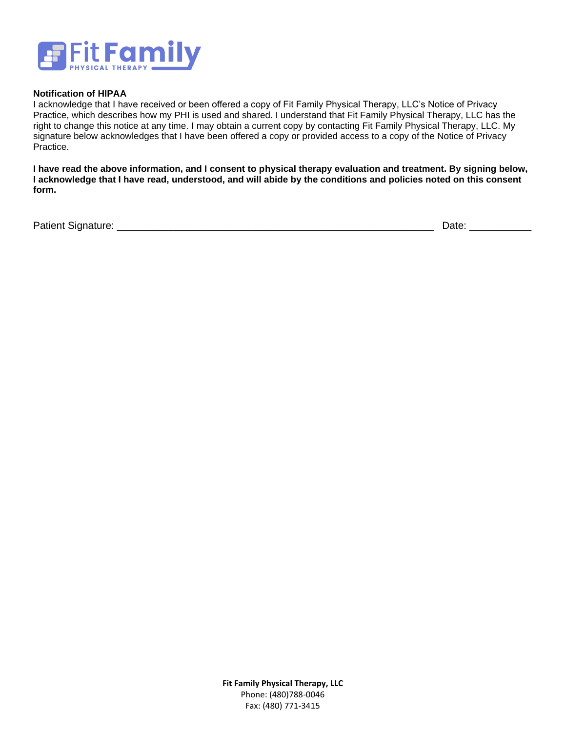**Notification of HIPAA**

I acknowledge that I have received or been offered a copy of Fit Family Physical Therapy, LLC's Notice of Privacy Practice, which describes how my PHI is used and shared. I understand that Fit Family Physical Therapy, LLC has the right to change this notice at any time. I may obtain a current copy by contacting Fit Family Physical Therapy, LLC. My signature below acknowledges that I have been offered a copy or provided access to a copy of the Notice of Privacy Practice.

**I have read the above information, and I consent to physical therapy evaluation and treatment. By signing below, I acknowledge that I have read, understood, and will abide by the conditions and policies noted on this consent form.**

Patient Signature: ________________________________________________________ Date: ___________

**Fit Family Physical Therapy, LLC**
Phone: (480)788-0046
Fax: (480) 771-3415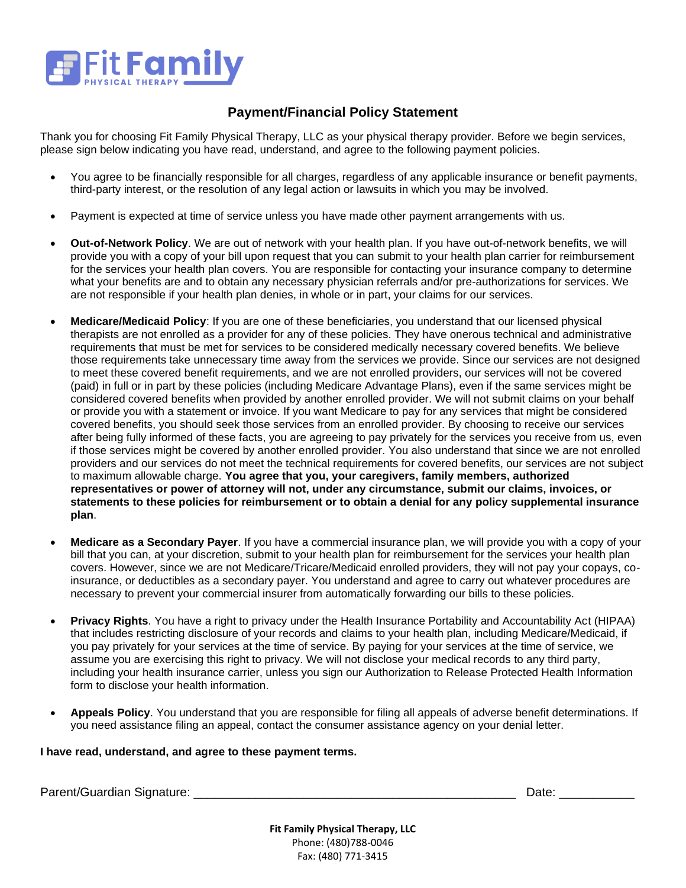# Fit Family PHYSICAL THERAPY

## Payment/Financial Policy Statement

Thank you for choosing Fit Family Physical Therapy, LLC as your physical therapy provider. Before we begin services, please sign below indicating you have read, understand, and agree to the following payment policies.

- You agree to be financially responsible for all charges, regardless of any applicable insurance or benefit payments, third-party interest, or the resolution of any legal action or lawsuits in which you may be involved.

- Payment is expected at time of service unless you have made other payment arrangements with us.

- **Out-of-Network Policy**. We are out of network with your health plan. If you have out-of-network benefits, we will provide you with a copy of your bill upon request that you can submit to your health plan carrier for reimbursement for the services your health plan covers. You are responsible for contacting your insurance company to determine what your benefits are and to obtain any necessary physician referrals and/or pre-authorizations for services. We are not responsible if your health plan denies, in whole or in part, your claims for our services.

- **Medicare/Medicaid Policy**: If you are one of these beneficiaries, you understand that our licensed physical therapists are not enrolled as a provider for any of these policies. They have onerous technical and administrative requirements that must be met for services to be considered medically necessary covered benefits. We believe those requirements take unnecessary time away from the services we provide. Since our services are not designed to meet these covered benefit requirements, and we are not enrolled providers, our services will not be covered (paid) in full or in part by these policies (including Medicare Advantage Plans), even if the same services might be considered covered benefits when provided by another enrolled provider. We will not submit claims on your behalf or provide you with a statement or invoice. If you want Medicare to pay for any services that might be considered covered benefits, you should seek those services from an enrolled provider. By choosing to receive our services after being fully informed of these facts, you are agreeing to pay privately for the services you receive from us, even if those services might be covered by another enrolled provider. You also understand that since we are not enrolled providers and our services do not meet the technical requirements for covered benefits, our services are not subject to maximum allowable charge. **You agree that you, your caregivers, family members, authorized representatives or power of attorney will not, under any circumstance, submit our claims, invoices, or statements to these policies for reimbursement or to obtain a denial for any policy supplemental insurance plan**.

- **Medicare as a Secondary Payer**. If you have a commercial insurance plan, we will provide you with a copy of your bill that you can, at your discretion, submit to your health plan for reimbursement for the services your health plan covers. However, since we are not Medicare/Tricare/Medicaid enrolled providers, they will not pay your copays, co-insurance, or deductibles as a secondary payer. You understand and agree to carry out whatever procedures are necessary to prevent your commercial insurer from automatically forwarding our bills to these policies.

- **Privacy Rights**. You have a right to privacy under the Health Insurance Portability and Accountability Act (HIPAA) that includes restricting disclosure of your records and claims to your health plan, including Medicare/Medicaid, if you pay privately for your services at the time of service. By paying for your services at the time of service, we assume you are exercising this right to privacy. We will not disclose your medical records to any third party, including your health insurance carrier, unless you sign our Authorization to Release Protected Health Information form to disclose your health information.

- **Appeals Policy**. You understand that you are responsible for filing all appeals of adverse benefit determinations. If you need assistance filing an appeal, contact the consumer assistance agency on your denial letter.

**I have read, understand, and agree to these payment terms.**

Parent/Guardian Signature: ______________________________________________ Date: ___________

**Fit Family Physical Therapy, LLC**
Phone: (480)788-0046
Fax: (480) 771-3415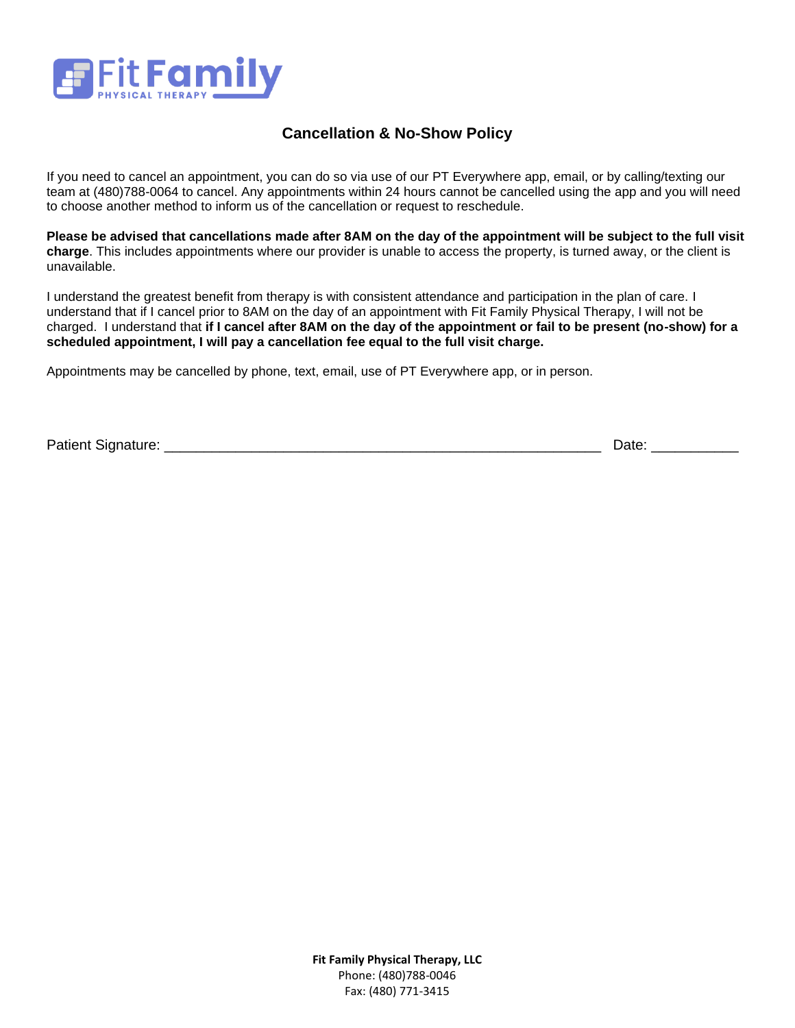Fit Family
PHYSICAL THERAPY

## Cancellation & No-Show Policy

If you need to cancel an appointment, you can do so via use of our PT Everywhere app, email, or by calling/texting our team at (480)788-0064 to cancel. Any appointments within 24 hours cannot be cancelled using the app and you will need to choose another method to inform us of the cancellation or request to reschedule.

**Please be advised that cancellations made after 8AM on the day of the appointment will be subject to the full visit charge**. This includes appointments where our provider is unable to access the property, is turned away, or the client is unavailable.

I understand the greatest benefit from therapy is with consistent attendance and participation in the plan of care. I understand that if I cancel prior to 8AM on the day of an appointment with Fit Family Physical Therapy, I will not be charged. I understand that **if I cancel after 8AM on the day of the appointment or fail to be present (no-show) for a scheduled appointment, I will pay a cancellation fee equal to the full visit charge.**

Appointments may be cancelled by phone, text, email, use of PT Everywhere app, or in person.

Patient Signature: ________________________________________________________ Date: ___________

**Fit Family Physical Therapy, LLC**
Phone: (480)788-0046
Fax: (480) 771-3415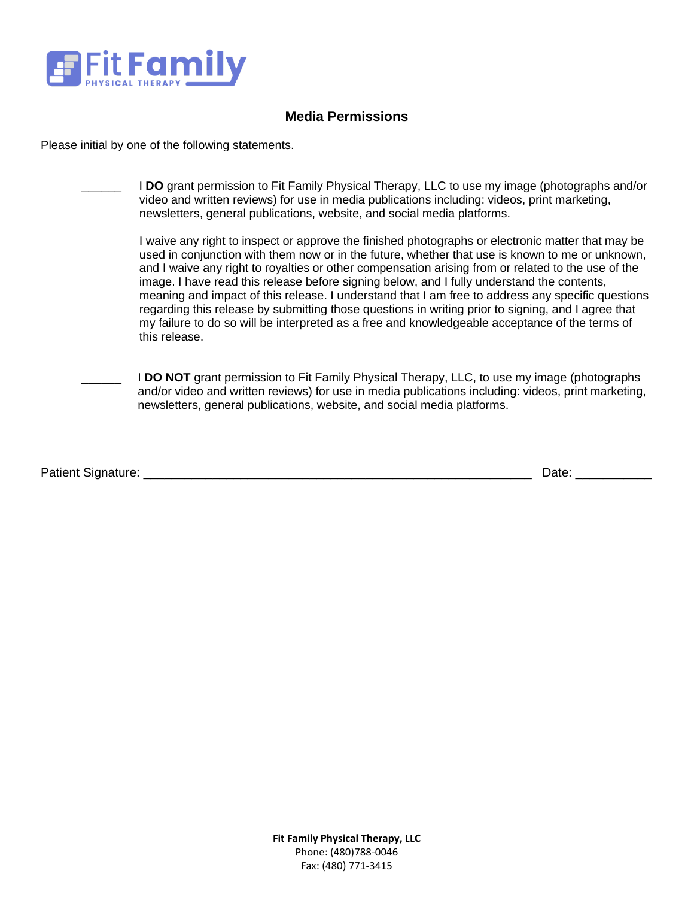# Media Permissions

Please initial by one of the following statements.

______ I **DO** grant permission to Fit Family Physical Therapy, LLC to use my image (photographs and/or video and written reviews) for use in media publications including: videos, print marketing, newsletters, general publications, website, and social media platforms.

I waive any right to inspect or approve the finished photographs or electronic matter that may be used in conjunction with them now or in the future, whether that use is known to me or unknown, and I waive any right to royalties or other compensation arising from or related to the use of the image. I have read this release before signing below, and I fully understand the contents, meaning and impact of this release. I understand that I am free to address any specific questions regarding this release by submitting those questions in writing prior to signing, and I agree that my failure to do so will be interpreted as a free and knowledgeable acceptance of the terms of this release.

______ I **DO NOT** grant permission to Fit Family Physical Therapy, LLC, to use my image (photographs and/or video and written reviews) for use in media publications including: videos, print marketing, newsletters, general publications, website, and social media platforms.

Patient Signature: ____________________________________________________________ Date: ___________

**Fit Family Physical Therapy, LLC**
Phone: (480)788-0046
Fax: (480) 771-3415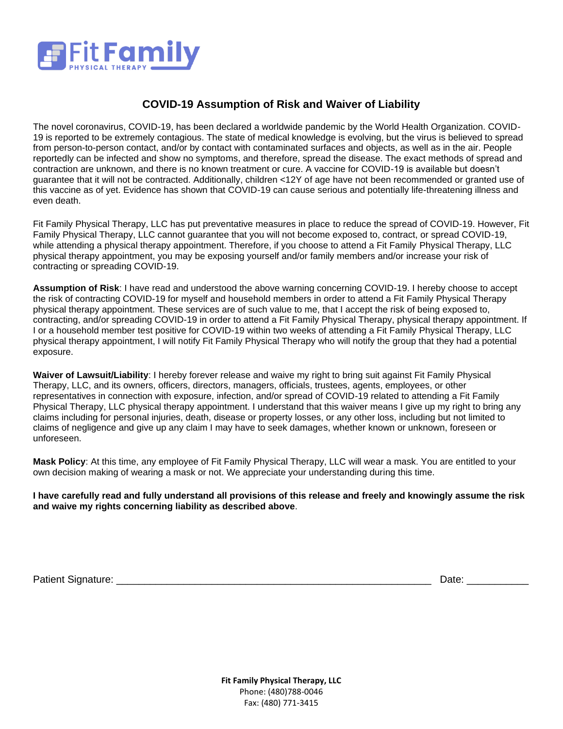Fit Family PHYSICAL THERAPY

## COVID-19 Assumption of Risk and Waiver of Liability

The novel coronavirus, COVID-19, has been declared a worldwide pandemic by the World Health Organization. COVID-19 is reported to be extremely contagious. The state of medical knowledge is evolving, but the virus is believed to spread from person-to-person contact, and/or by contact with contaminated surfaces and objects, as well as in the air. People reportedly can be infected and show no symptoms, and therefore, spread the disease. The exact methods of spread and contraction are unknown, and there is no known treatment or cure. A vaccine for COVID-19 is available but doesn't guarantee that it will not be contracted. Additionally, children <12Y of age have not been recommended or granted use of this vaccine as of yet. Evidence has shown that COVID-19 can cause serious and potentially life-threatening illness and even death.

Fit Family Physical Therapy, LLC has put preventative measures in place to reduce the spread of COVID-19. However, Fit Family Physical Therapy, LLC cannot guarantee that you will not become exposed to, contract, or spread COVID-19, while attending a physical therapy appointment. Therefore, if you choose to attend a Fit Family Physical Therapy, LLC physical therapy appointment, you may be exposing yourself and/or family members and/or increase your risk of contracting or spreading COVID-19.

**Assumption of Risk**: I have read and understood the above warning concerning COVID-19. I hereby choose to accept the risk of contracting COVID-19 for myself and household members in order to attend a Fit Family Physical Therapy physical therapy appointment. These services are of such value to me, that I accept the risk of being exposed to, contracting, and/or spreading COVID-19 in order to attend a Fit Family Physical Therapy, physical therapy appointment. If I or a household member test positive for COVID-19 within two weeks of attending a Fit Family Physical Therapy, LLC physical therapy appointment, I will notify Fit Family Physical Therapy who will notify the group that they had a potential exposure.

**Waiver of Lawsuit/Liability**: I hereby forever release and waive my right to bring suit against Fit Family Physical Therapy, LLC, and its owners, officers, directors, managers, officials, trustees, agents, employees, or other representatives in connection with exposure, infection, and/or spread of COVID-19 related to attending a Fit Family Physical Therapy, LLC physical therapy appointment. I understand that this waiver means I give up my right to bring any claims including for personal injuries, death, disease or property losses, or any other loss, including but not limited to claims of negligence and give up any claim I may have to seek damages, whether known or unknown, foreseen or unforeseen.

**Mask Policy**: At this time, any employee of Fit Family Physical Therapy, LLC will wear a mask. You are entitled to your own decision making of wearing a mask or not. We appreciate your understanding during this time.

**I have carefully read and fully understand all provisions of this release and freely and knowingly assume the risk and waive my rights concerning liability as described above**.

Patient Signature: ________________________________________________________ Date: ___________

**Fit Family Physical Therapy, LLC**
Phone: (480)788-0046
Fax: (480) 771-3415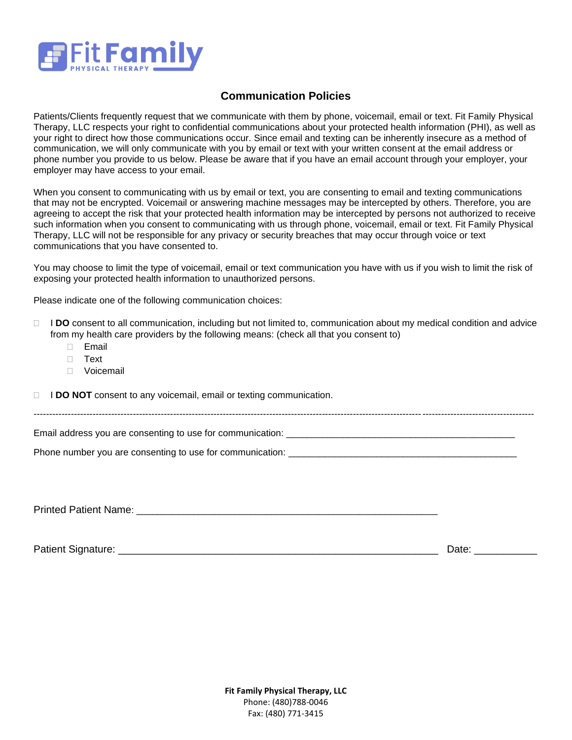Fit Family PHYSICAL THERAPY

## Communication Policies

Patients/Clients frequently request that we communicate with them by phone, voicemail, email or text. Fit Family Physical Therapy, LLC respects your right to confidential communications about your protected health information (PHI), as well as your right to direct how those communications occur. Since email and texting can be inherently insecure as a method of communication, we will only communicate with you by email or text with your written consent at the email address or phone number you provide to us below. Please be aware that if you have an email account through your employer, your employer may have access to your email.

When you consent to communicating with us by email or text, you are consenting to email and texting communications that may not be encrypted. Voicemail or answering machine messages may be intercepted by others. Therefore, you are agreeing to accept the risk that your protected health information may be intercepted by persons not authorized to receive such information when you consent to communicating with us through phone, voicemail, email or text. Fit Family Physical Therapy, LLC will not be responsible for any privacy or security breaches that may occur through voice or text communications that you have consented to.

You may choose to limit the type of voicemail, email or text communication you have with us if you wish to limit the risk of exposing your protected health information to unauthorized persons.

Please indicate one of the following communication choices:

- ☐ I **DO** consent to all communication, including but not limited to, communication about my medical condition and advice from my health care providers by the following means: (check all that you consent to)
  - ☐ Email
  - ☐ Text
  - ☐ Voicemail

- ☐ I **DO NOT** consent to any voicemail, email or texting communication.

---

Email address you are consenting to use for communication: ____________________________________________

Phone number you are consenting to use for communication: ____________________________________________

Printed Patient Name: ___________________________________________________________

Patient Signature: ____________________________________________________________ Date: ___________

**Fit Family Physical Therapy, LLC**
Phone: (480)788-0046
Fax: (480) 771-3415